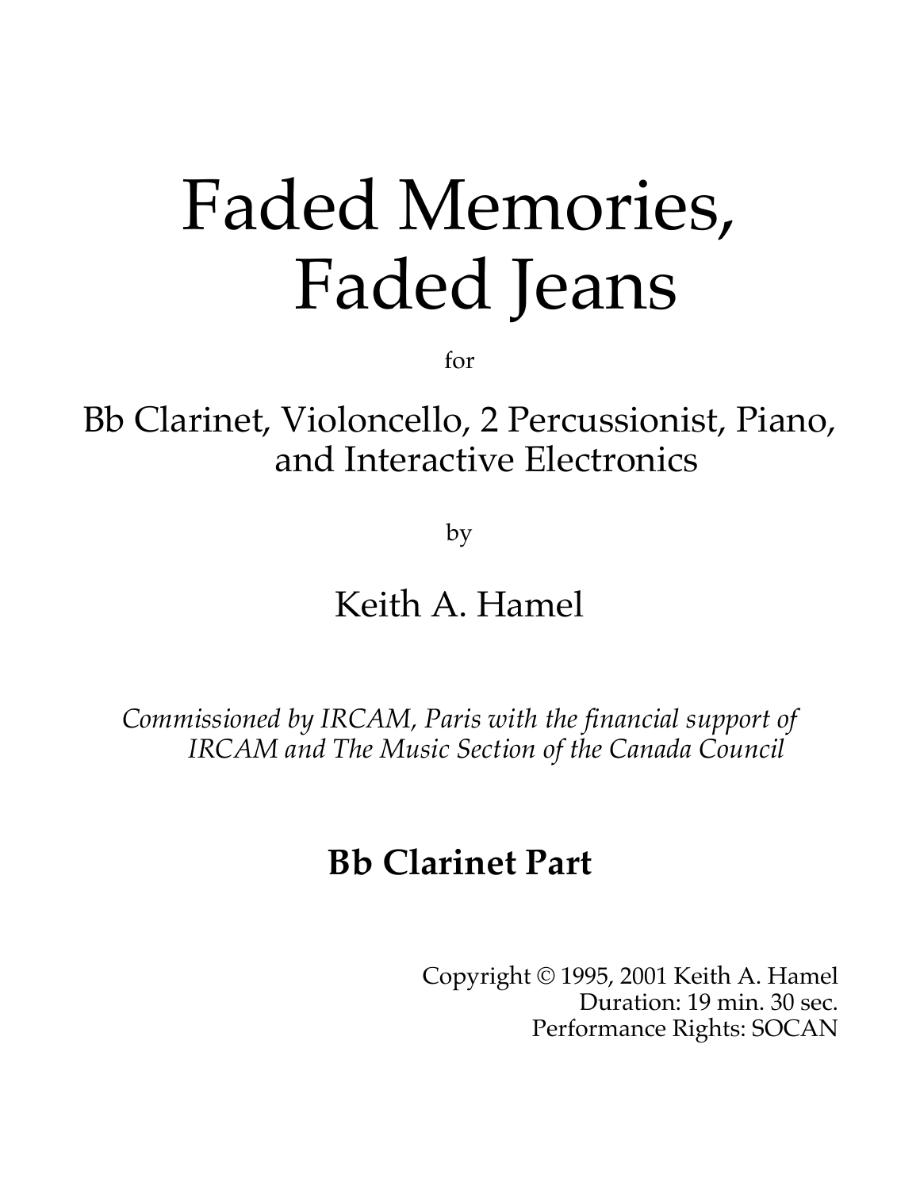# Faded Memories, Faded Jeans

for

Bb Clarinet, Violoncello, 2 Percussionist, Piano, and Interactive Electronics

by

Keith A. Hamel

*Commissioned by IRCAM, Paris with the financial support of IRCAM and The Music Section of the Canada Council*

## Bb Clarinet Part

Copyright © 1995, 2001 Keith A. Hamel
Duration: 19 min. 30 sec.
Performance Rights: SOCAN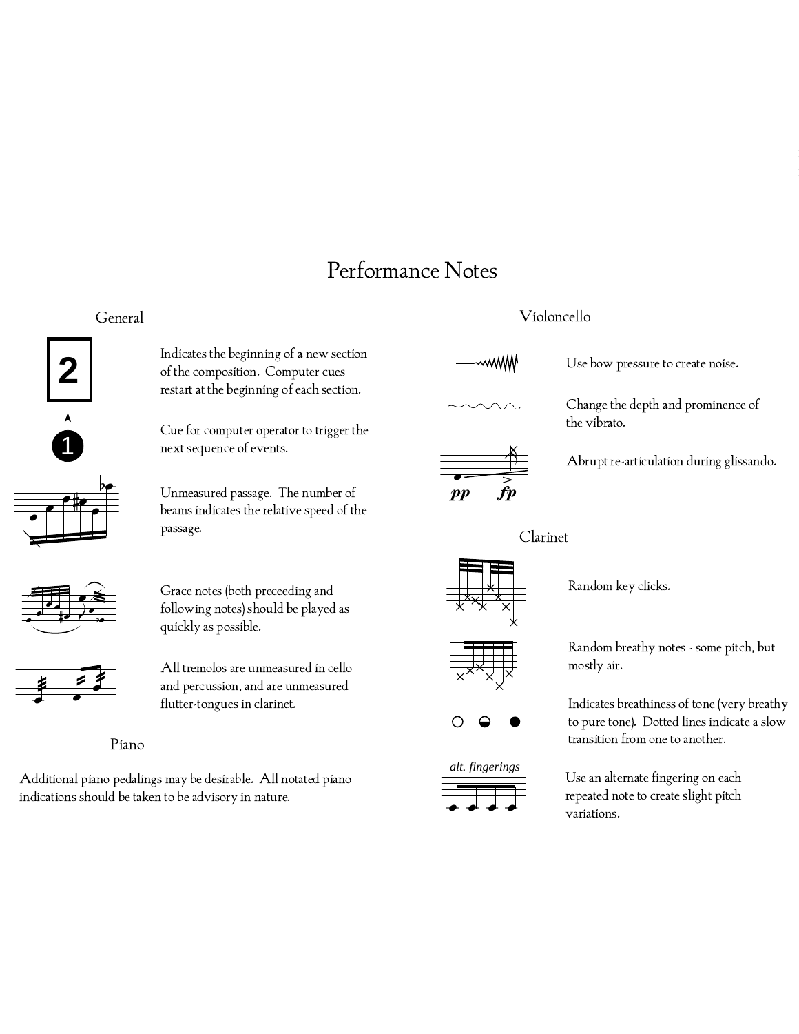# Performance Notes

## General

Indicates the beginning of a new section of the composition. Computer cues restart at the beginning of each section.

Cue for computer operator to trigger the next sequence of events.

Unmeasured passage. The number of beams indicates the relative speed of the passage.

Grace notes (both preceeding and following notes) should be played as quickly as possible.

All tremolos are unmeasured in cello and percussion, and are unmeasured flutter-tongues in clarinet.

## Piano

Additional piano pedalings may be desirable. All notated piano indications should be taken to be advisory in nature.

## Violoncello

Use bow pressure to create noise.

Change the depth and prominence of the vibrato.

Abrupt re-articulation during glissando.

## Clarinet

Random key clicks.

Random breathy notes - some pitch, but mostly air.

Indicates breathiness of tone (very breathy to pure tone). Dotted lines indicate a slow transition from one to another.

*alt. fingerings*

Use an alternate fingering on each repeated note to create slight pitch variations.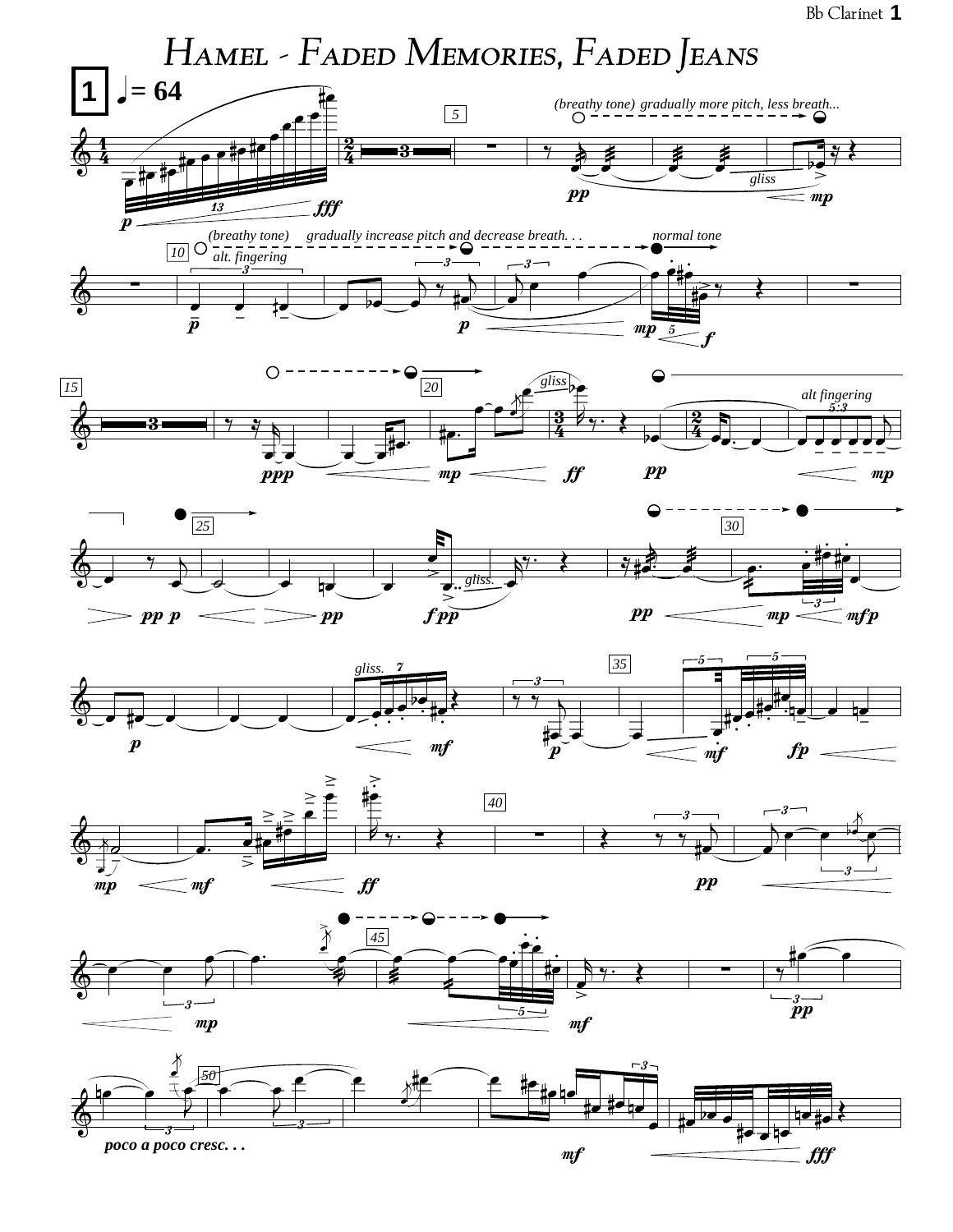# Hamel - Faded Memories, Faded Jeans

1 ♩= 64

(breathy tone) gradually more pitch, less breath...

gliss

(breathy tone) gradually increase pitch and decrease breath. . . normal tone

alt. fingering

gliss

alt fingering

gliss.

gliss.

poco a poco cresc. . .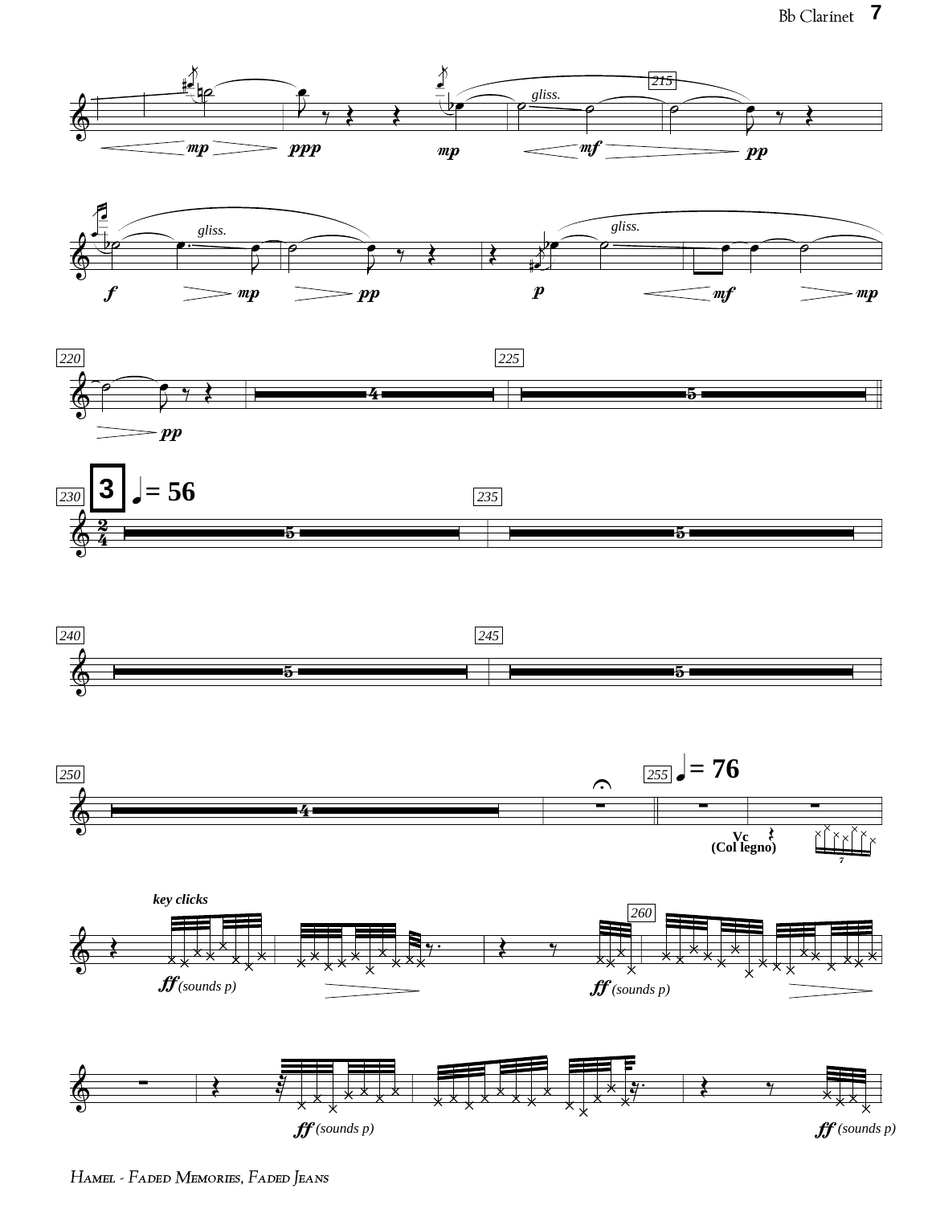gliss.

gliss.

gliss.

**3** ♩ = 56

♩ = 76

Vc (Col legno)

key clicks

*ff* (sounds p)

*ff* (sounds p)

*ff* (sounds p)

*ff* (sounds p)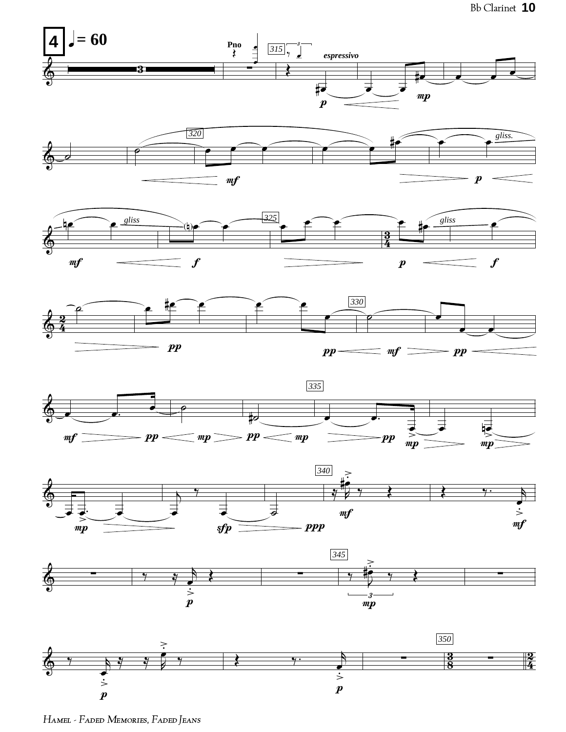**4** ♩= 60

Pno

*espressivo*

*gliss.*

*gliss*

*gliss*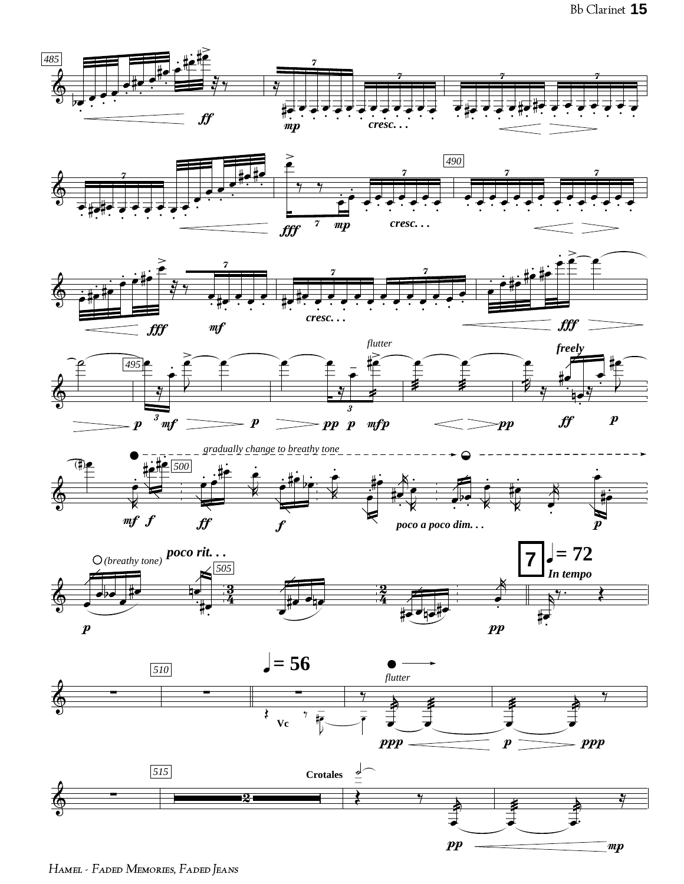485

*cresc. . .*

490

*cresc. . .*

*cresc. . .*

495

*flutter*

*freely*

*gradually change to breathy tone*

500

*poco a poco dim. . .*

*(breathy tone)*

**poco rit. . .**

505

**7** ♩ = 72

*In tempo*

510

♩ = 56

Vc

*flutter*

515

**Crotales**